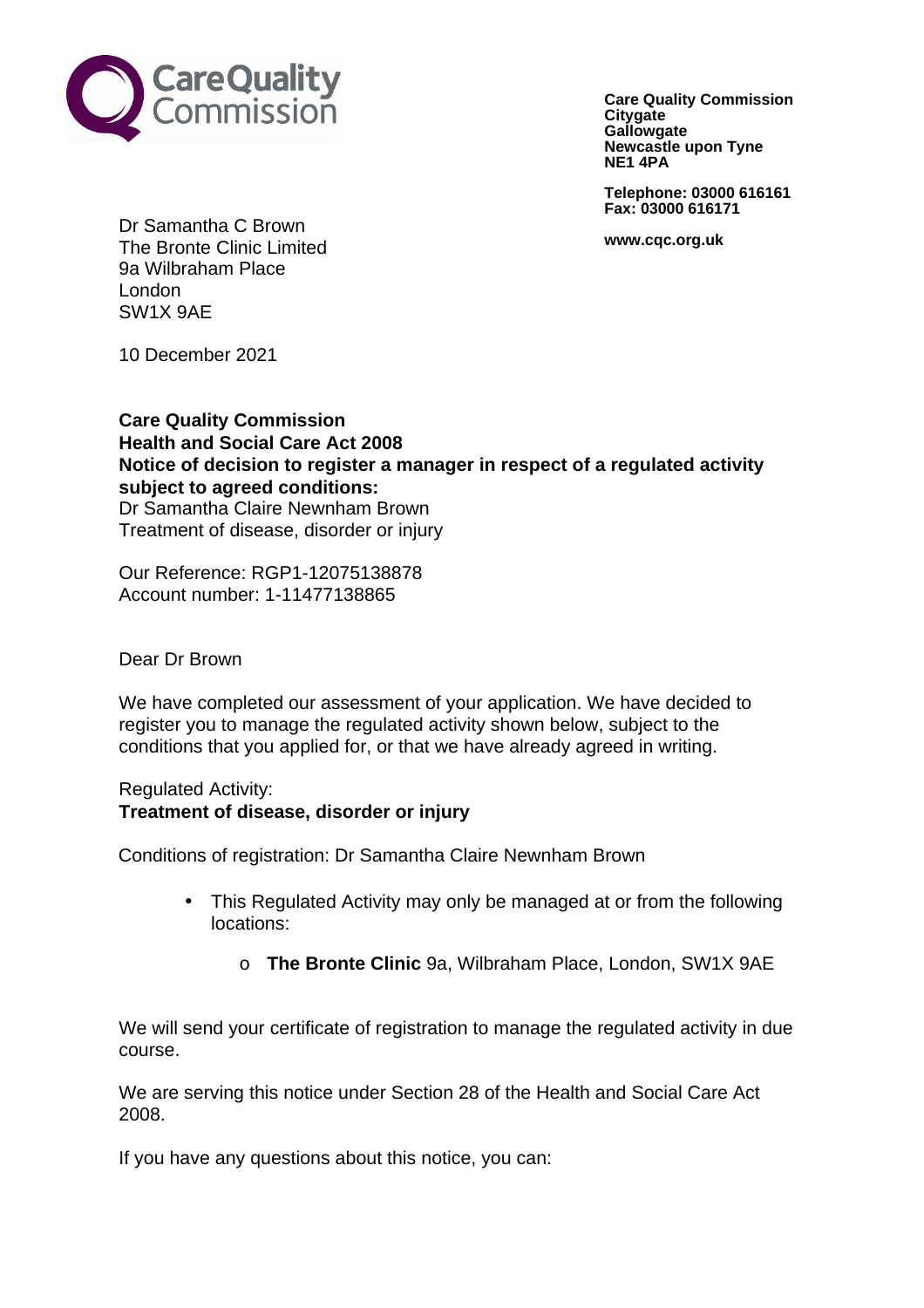Care Quality Commission
Citygate
Gallowgate
Newcastle upon Tyne
NE1 4PA

Telephone: 03000 616161
Fax: 03000 616171

www.cqc.org.uk

Dr Samantha C Brown
The Bronte Clinic Limited
9a Wilbraham Place
London
SW1X 9AE

10 December 2021

**Care Quality Commission**
**Health and Social Care Act 2008**
**Notice of decision to register a manager in respect of a regulated activity subject to agreed conditions:**
Dr Samantha Claire Newnham Brown
Treatment of disease, disorder or injury

Our Reference: RGP1-12075138878
Account number: 1-11477138865

Dear Dr Brown

We have completed our assessment of your application. We have decided to register you to manage the regulated activity shown below, subject to the conditions that you applied for, or that we have already agreed in writing.

Regulated Activity:
**Treatment of disease, disorder or injury**

Conditions of registration: Dr Samantha Claire Newnham Brown

- This Regulated Activity may only be managed at or from the following locations:
    - **The Bronte Clinic** 9a, Wilbraham Place, London, SW1X 9AE

We will send your certificate of registration to manage the regulated activity in due course.

We are serving this notice under Section 28 of the Health and Social Care Act 2008.

If you have any questions about this notice, you can: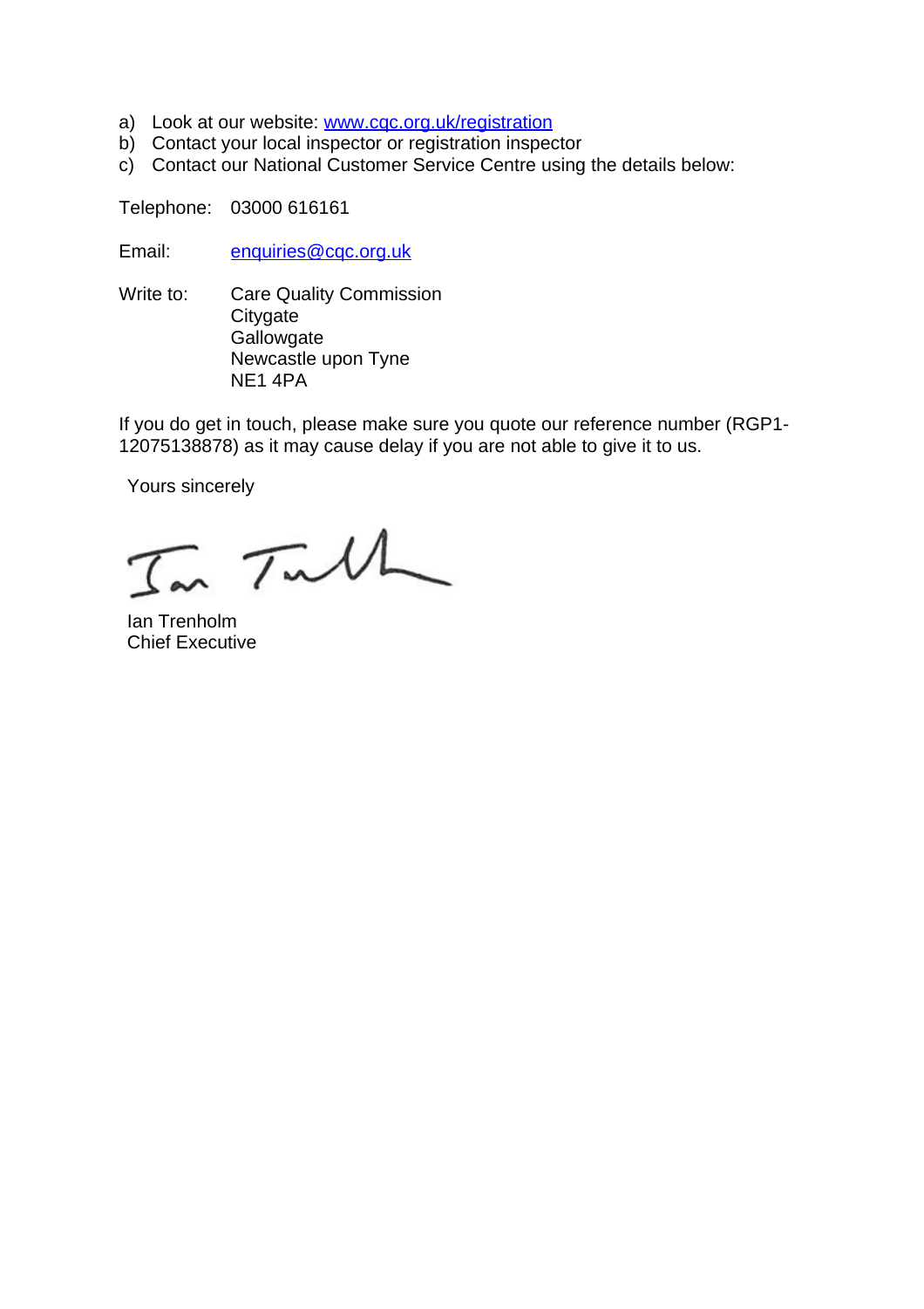a) Look at our website: [www.cqc.org.uk/registration](http://www.cqc.org.uk/registration)
b) Contact your local inspector or registration inspector
c) Contact our National Customer Service Centre using the details below:

Telephone: 03000 616161

Email: [enquiries@cqc.org.uk](mailto:enquiries@cqc.org.uk)

Write to: Care Quality Commission
Citygate
Gallowgate
Newcastle upon Tyne
NE1 4PA

If you do get in touch, please make sure you quote our reference number (RGP1-12075138878) as it may cause delay if you are not able to give it to us.

Yours sincerely

Ian Trenholm
Chief Executive